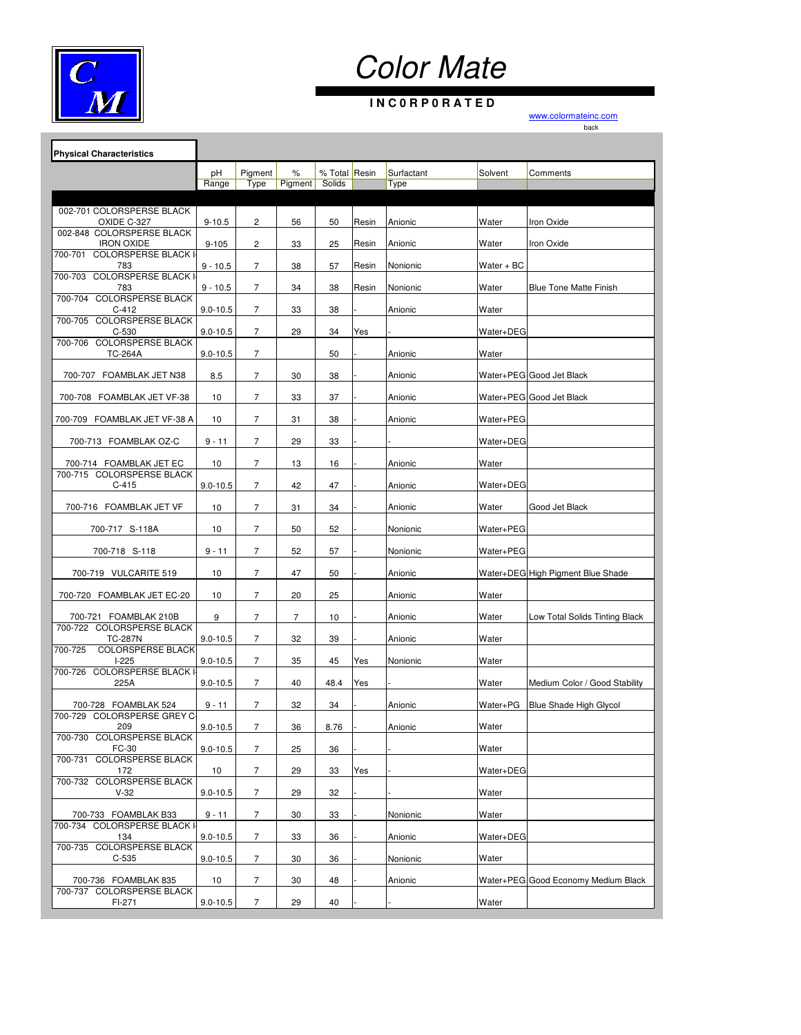# Color Mate

**INC0RP0RATED**

www.colormateinc.com

back

| Physical Characteristics | pH Range | Pigment Type | % Pigment | % Total Solids | Resin | Surfactant Type | Solvent | Comments |
|---|---|---|---|---|---|---|---|---|
| 002-701 COLORSPERSE BLACK OXIDE C-327 | 9-10.5 | 2 | 56 | 50 | Resin | Anionic | Water | Iron Oxide |
| 002-848 COLORSPERSE BLACK IRON OXIDE | 9-105 | 2 | 33 | 25 | Resin | Anionic | Water | Iron Oxide |
| 700-701 COLORSPERSE BLACK I-783 | 9 - 10.5 | 7 | 38 | 57 | Resin | Nonionic | Water + BC | |
| 700-703 COLORSPERSE BLACK I-783 | 9 - 10.5 | 7 | 34 | 38 | Resin | Nonionic | Water | Blue Tone Matte Finish |
| 700-704 COLORSPERSE BLACK C-412 | 9.0-10.5 | 7 | 33 | 38 | - | Anionic | Water | |
| 700-705 COLORSPERSE BLACK C-530 | 9.0-10.5 | 7 | 29 | 34 | Yes | - | Water+DEG | |
| 700-706 COLORSPERSE BLACK TC-264A | 9.0-10.5 | 7 | | 50 | - | Anionic | Water | |
| 700-707 FOAMBLAK JET N38 | 8.5 | 7 | 30 | 38 | - | Anionic | Water+PEG | Good Jet Black |
| 700-708 FOAMBLAK JET VF-38 | 10 | 7 | 33 | 37 | - | Anionic | Water+PEG | Good Jet Black |
| 700-709 FOAMBLAK JET VF-38 A | 10 | 7 | 31 | 38 | - | Anionic | Water+PEG | |
| 700-713 FOAMBLAK OZ-C | 9 - 11 | 7 | 29 | 33 | - | - | Water+DEG | |
| 700-714 FOAMBLAK JET EC | 10 | 7 | 13 | 16 | - | Anionic | Water | |
| 700-715 COLORSPERSE BLACK C-415 | 9.0-10.5 | 7 | 42 | 47 | - | Anionic | Water+DEG | |
| 700-716 FOAMBLAK JET VF | 10 | 7 | 31 | 34 | - | Anionic | Water | Good Jet Black |
| 700-717 S-118A | 10 | 7 | 50 | 52 | - | Nonionic | Water+PEG | |
| 700-718 S-118 | 9 - 11 | 7 | 52 | 57 | - | Nonionic | Water+PEG | |
| 700-719 VULCARITE 519 | 10 | 7 | 47 | 50 | - | Anionic | Water+DEG | High Pigment Blue Shade |
| 700-720 FOAMBLAK JET EC-20 | 10 | 7 | 20 | 25 | | Anionic | Water | |
| 700-721 FOAMBLAK 210B | 9 | 7 | 7 | 10 | - | Anionic | Water | Low Total Solids Tinting Black |
| 700-722 COLORSPERSE BLACK TC-287N | 9.0-10.5 | 7 | 32 | 39 | - | Anionic | Water | |
| 700-725 COLORSPERSE BLACK I-225 | 9.0-10.5 | 7 | 35 | 45 | Yes | Nonionic | Water | |
| 700-726 COLORSPERSE BLACK I-225A | 9.0-10.5 | 7 | 40 | 48.4 | Yes | - | Water | Medium Color / Good Stability |
| 700-728 FOAMBLAK 524 | 9 - 11 | 7 | 32 | 34 | - | Anionic | Water+PG | Blue Shade High Glycol |
| 700-729 COLORSPERSE GREY C-209 | 9.0-10.5 | 7 | 36 | 8.76 | - | Anionic | Water | |
| 700-730 COLORSPERSE BLACK FC-30 | 9.0-10.5 | 7 | 25 | 36 | - | - | Water | |
| 700-731 COLORSPERSE BLACK 172 | 10 | 7 | 29 | 33 | Yes | - | Water+DEG | |
| 700-732 COLORSPERSE BLACK V-32 | 9.0-10.5 | 7 | 29 | 32 | - | - | Water | |
| 700-733 FOAMBLAK B33 | 9 - 11 | 7 | 30 | 33 | - | Nonionic | Water | |
| 700-734 COLORSPERSE BLACK I-134 | 9.0-10.5 | 7 | 33 | 36 | - | Anionic | Water+DEG | |
| 700-735 COLORSPERSE BLACK C-535 | 9.0-10.5 | 7 | 30 | 36 | - | Nonionic | Water | |
| 700-736 FOAMBLAK 835 | 10 | 7 | 30 | 48 | - | Anionic | Water+PEG | Good Economy Medium Black |
| 700-737 COLORSPERSE BLACK FI-271 | 9.0-10.5 | 7 | 29 | 40 | - | - | Water | |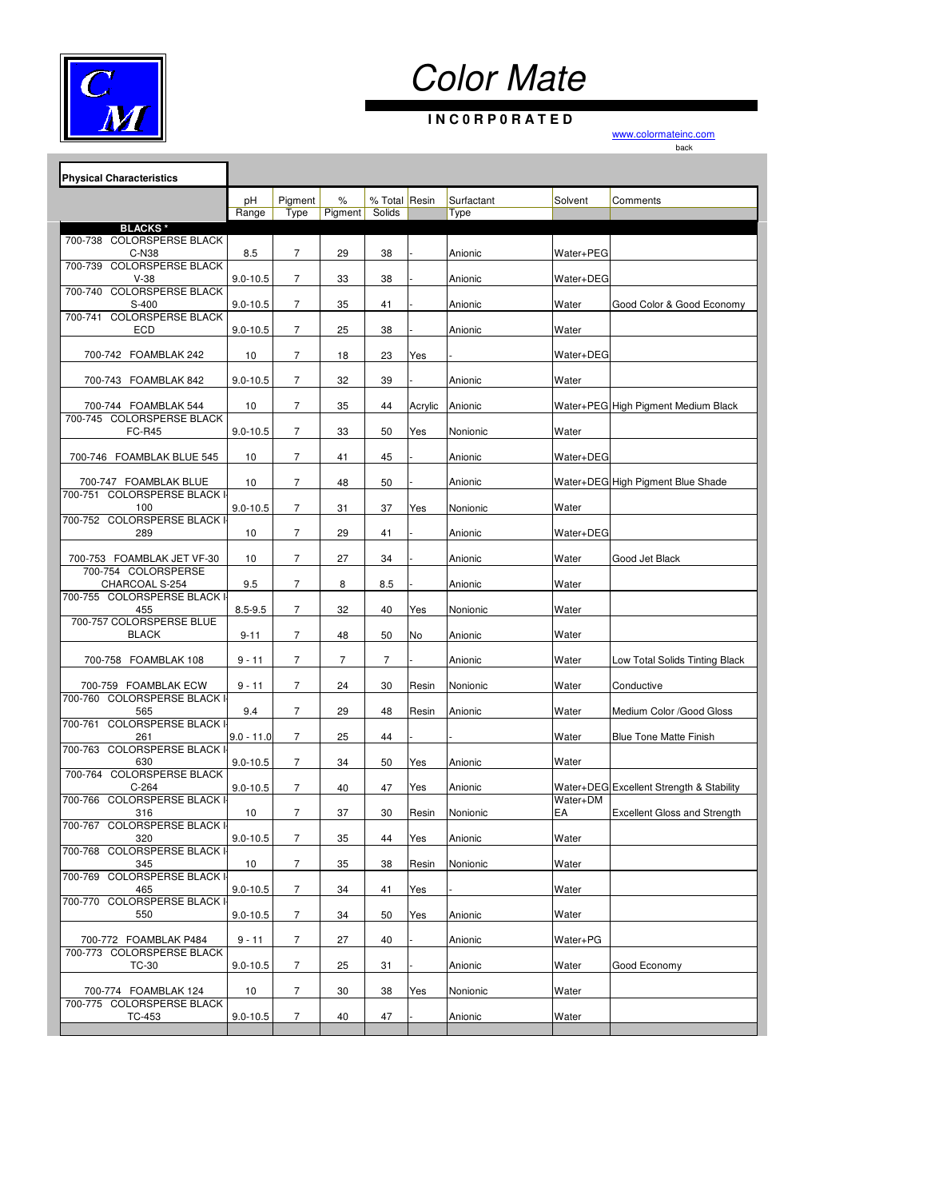# Color Mate

**INCORPORATED**

www.colormateinc.com

back

| Physical Characteristics | pH Range | Pigment Type | % Pigment | % Total Solids | Resin | Surfactant Type | Solvent | Comments |
|---|---|---|---|---|---|---|---|---|
| **BLACKS *** | | | | | | | | |
| 700-738 COLORSPERSE BLACK C-N38 | 8.5 | 7 | 29 | 38 | - | Anionic | Water+PEG | |
| 700-739 COLORSPERSE BLACK V-38 | 9.0-10.5 | 7 | 33 | 38 | - | Anionic | Water+DEG | |
| 700-740 COLORSPERSE BLACK S-400 | 9.0-10.5 | 7 | 35 | 41 | - | Anionic | Water | Good Color & Good Economy |
| 700-741 COLORSPERSE BLACK ECD | 9.0-10.5 | 7 | 25 | 38 | - | Anionic | Water | |
| 700-742 FOAMBLAK 242 | 10 | 7 | 18 | 23 | Yes | - | Water+DEG | |
| 700-743 FOAMBLAK 842 | 9.0-10.5 | 7 | 32 | 39 | - | Anionic | Water | |
| 700-744 FOAMBLAK 544 | 10 | 7 | 35 | 44 | Acrylic | Anionic | Water+PEG | High Pigment Medium Black |
| 700-745 COLORSPERSE BLACK FC-R45 | 9.0-10.5 | 7 | 33 | 50 | Yes | Nonionic | Water | |
| 700-746 FOAMBLAK BLUE 545 | 10 | 7 | 41 | 45 | - | Anionic | Water+DEG | |
| 700-747 FOAMBLAK BLUE | 10 | 7 | 48 | 50 | - | Anionic | Water+DEG | High Pigment Blue Shade |
| 700-751 COLORSPERSE BLACK I-100 | 9.0-10.5 | 7 | 31 | 37 | Yes | Nonionic | Water | |
| 700-752 COLORSPERSE BLACK I-289 | 10 | 7 | 29 | 41 | - | Anionic | Water+DEG | |
| 700-753 FOAMBLAK JET VF-30 | 10 | 7 | 27 | 34 | - | Anionic | Water | Good Jet Black |
| 700-754 COLORSPERSE CHARCOAL S-254 | 9.5 | 7 | 8 | 8.5 | - | Anionic | Water | |
| 700-755 COLORSPERSE BLACK I-455 | 8.5-9.5 | 7 | 32 | 40 | Yes | Nonionic | Water | |
| 700-757 COLORSPERSE BLUE BLACK | 9-11 | 7 | 48 | 50 | No | Anionic | Water | |
| 700-758 FOAMBLAK 108 | 9 - 11 | 7 | 7 | 7 | - | Anionic | Water | Low Total Solids Tinting Black |
| 700-759 FOAMBLAK ECW | 9 - 11 | 7 | 24 | 30 | Resin | Nonionic | Water | Conductive |
| 700-760 COLORSPERSE BLACK I-565 | 9.4 | 7 | 29 | 48 | Resin | Anionic | Water | Medium Color /Good Gloss |
| 700-761 COLORSPERSE BLACK I-261 | 9.0 - 11.0 | 7 | 25 | 44 | - | - | Water | Blue Tone Matte Finish |
| 700-763 COLORSPERSE BLACK I-630 | 9.0-10.5 | 7 | 34 | 50 | Yes | Anionic | Water | |
| 700-764 COLORSPERSE BLACK C-264 | 9.0-10.5 | 7 | 40 | 47 | Yes | Anionic | Water+DEG | Excellent Strength & Stability |
| 700-766 COLORSPERSE BLACK I-316 | 10 | 7 | 37 | 30 | Resin | Nonionic | Water+DMEA | Excellent Gloss and Strength |
| 700-767 COLORSPERSE BLACK I-320 | 9.0-10.5 | 7 | 35 | 44 | Yes | Anionic | Water | |
| 700-768 COLORSPERSE BLACK I-345 | 10 | 7 | 35 | 38 | Resin | Nonionic | Water | |
| 700-769 COLORSPERSE BLACK I-465 | 9.0-10.5 | 7 | 34 | 41 | Yes | - | Water | |
| 700-770 COLORSPERSE BLACK I-550 | 9.0-10.5 | 7 | 34 | 50 | Yes | Anionic | Water | |
| 700-772 FOAMBLAK P484 | 9 - 11 | 7 | 27 | 40 | - | Anionic | Water+PG | |
| 700-773 COLORSPERSE BLACK TC-30 | 9.0-10.5 | 7 | 25 | 31 | - | Anionic | Water | Good Economy |
| 700-774 FOAMBLAK 124 | 10 | 7 | 30 | 38 | Yes | Nonionic | Water | |
| 700-775 COLORSPERSE BLACK TC-453 | 9.0-10.5 | 7 | 40 | 47 | - | Anionic | Water | |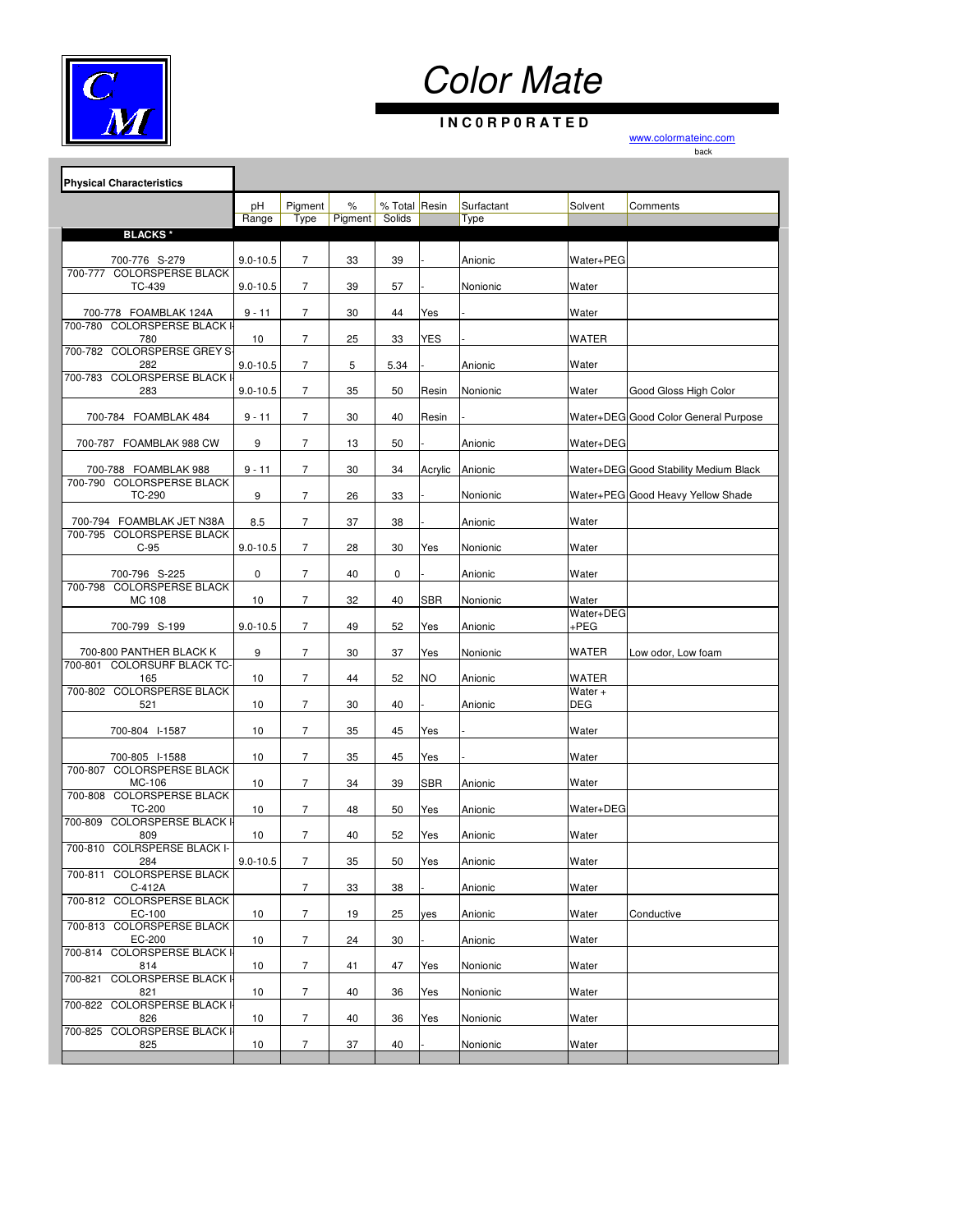# Color Mate

**INC0RP0RATED**

www.colormateinc.com

back

| Physical Characteristics | pH Range | Pigment Type | % Pigment | % Total Solids | Resin | Surfactant Type | Solvent | Comments |
|---|---|---|---|---|---|---|---|---|
| **BLACKS *** | | | | | | | | |
| 700-776 S-279 | 9.0-10.5 | 7 | 33 | 39 | - | Anionic | Water+PEG | |
| 700-777 COLORSPERSE BLACK TC-439 | 9.0-10.5 | 7 | 39 | 57 | - | Nonionic | Water | |
| 700-778 FOAMBLAK 124A | 9 - 11 | 7 | 30 | 44 | Yes | - | Water | |
| 700-780 COLORSPERSE BLACK I-780 | 10 | 7 | 25 | 33 | YES | - | WATER | |
| 700-782 COLORSPERSE GREY S-282 | 9.0-10.5 | 7 | 5 | 5.34 | - | Anionic | Water | |
| 700-783 COLORSPERSE BLACK I-283 | 9.0-10.5 | 7 | 35 | 50 | Resin | Nonionic | Water | Good Gloss High Color |
| 700-784 FOAMBLAK 484 | 9 - 11 | 7 | 30 | 40 | Resin | - | Water+DEG | Good Color General Purpose |
| 700-787 FOAMBLAK 988 CW | 9 | 7 | 13 | 50 | - | Anionic | Water+DEG | |
| 700-788 FOAMBLAK 988 | 9 - 11 | 7 | 30 | 34 | Acrylic | Anionic | Water+DEG | Good Stability Medium Black |
| 700-790 COLORSPERSE BLACK TC-290 | 9 | 7 | 26 | 33 | - | Nonionic | Water+PEG | Good Heavy Yellow Shade |
| 700-794 FOAMBLAK JET N38A | 8.5 | 7 | 37 | 38 | - | Anionic | Water | |
| 700-795 COLORSPERSE BLACK C-95 | 9.0-10.5 | 7 | 28 | 30 | Yes | Nonionic | Water | |
| 700-796 S-225 | 0 | 7 | 40 | 0 | - | Anionic | Water | |
| 700-798 COLORSPERSE BLACK MC 108 | 10 | 7 | 32 | 40 | SBR | Nonionic | Water | |
| 700-799 S-199 | 9.0-10.5 | 7 | 49 | 52 | Yes | Anionic | Water+DEG +PEG | |
| 700-800 PANTHER BLACK K | 9 | 7 | 30 | 37 | Yes | Nonionic | WATER | Low odor, Low foam |
| 700-801 COLORSURF BLACK TC-165 | 10 | 7 | 44 | 52 | NO | Anionic | WATER | |
| 700-802 COLORSPERSE BLACK 521 | 10 | 7 | 30 | 40 | - | Anionic | Water + DEG | |
| 700-804 I-1587 | 10 | 7 | 35 | 45 | Yes | - | Water | |
| 700-805 I-1588 | 10 | 7 | 35 | 45 | Yes | - | Water | |
| 700-807 COLORSPERSE BLACK MC-106 | 10 | 7 | 34 | 39 | SBR | Anionic | Water | |
| 700-808 COLORSPERSE BLACK TC-200 | 10 | 7 | 48 | 50 | Yes | Anionic | Water+DEG | |
| 700-809 COLORSPERSE BLACK I-809 | 10 | 7 | 40 | 52 | Yes | Anionic | Water | |
| 700-810 COLRSPERSE BLACK I-284 | 9.0-10.5 | 7 | 35 | 50 | Yes | Anionic | Water | |
| 700-811 COLORSPERSE BLACK C-412A | | 7 | 33 | 38 | - | Anionic | Water | |
| 700-812 COLORSPERSE BLACK EC-100 | 10 | 7 | 19 | 25 | yes | Anionic | Water | Conductive |
| 700-813 COLORSPERSE BLACK EC-200 | 10 | 7 | 24 | 30 | - | Anionic | Water | |
| 700-814 COLORSPERSE BLACK I-814 | 10 | 7 | 41 | 47 | Yes | Nonionic | Water | |
| 700-821 COLORSPERSE BLACK I-821 | 10 | 7 | 40 | 36 | Yes | Nonionic | Water | |
| 700-822 COLORSPERSE BLACK I-826 | 10 | 7 | 40 | 36 | Yes | Nonionic | Water | |
| 700-825 COLORSPERSE BLACK I-825 | 10 | 7 | 37 | 40 | - | Nonionic | Water | |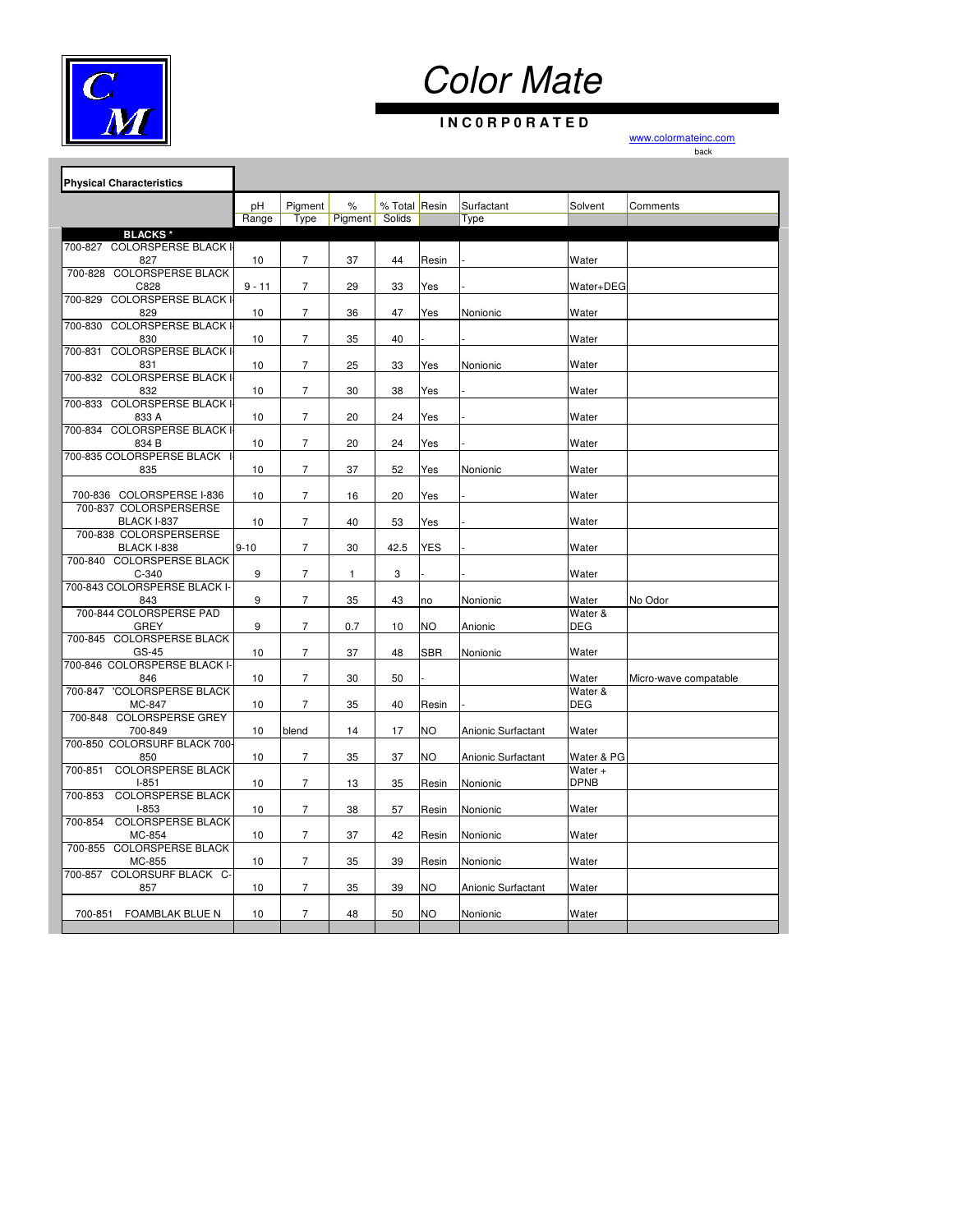# Color Mate

**INC0RP0RATED**

www.colormateinc.com

back

**Physical Characteristics**

| | pH Range | Pigment Type | % Pigment | % Total Solids | Resin | Surfactant Type | Solvent | Comments |
|---|---|---|---|---|---|---|---|---|
| **BLACKS *** | | | | | | | | |
| 700-827 COLORSPERSE BLACK I-827 | 10 | 7 | 37 | 44 | Resin | - | Water | |
| 700-828 COLORSPERSE BLACK C828 | 9 - 11 | 7 | 29 | 33 | Yes | - | Water+DEG | |
| 700-829 COLORSPERSE BLACK I-829 | 10 | 7 | 36 | 47 | Yes | Nonionic | Water | |
| 700-830 COLORSPERSE BLACK I-830 | 10 | 7 | 35 | 40 | - | - | Water | |
| 700-831 COLORSPERSE BLACK I-831 | 10 | 7 | 25 | 33 | Yes | Nonionic | Water | |
| 700-832 COLORSPERSE BLACK I-832 | 10 | 7 | 30 | 38 | Yes | - | Water | |
| 700-833 COLORSPERSE BLACK I-833 A | 10 | 7 | 20 | 24 | Yes | - | Water | |
| 700-834 COLORSPERSE BLACK I-834 B | 10 | 7 | 20 | 24 | Yes | - | Water | |
| 700-835 COLORSPERSE BLACK I-835 | 10 | 7 | 37 | 52 | Yes | Nonionic | Water | |
| 700-836 COLORSPERSE I-836 | 10 | 7 | 16 | 20 | Yes | - | Water | |
| 700-837 COLORSPERSERSE BLACK I-837 | 10 | 7 | 40 | 53 | Yes | - | Water | |
| 700-838 COLORSPERSERSE BLACK I-838 | 9-10 | 7 | 30 | 42.5 | YES | - | Water | |
| 700-840 COLORSPERSE BLACK C-340 | 9 | 7 | 1 | 3 | - | - | Water | |
| 700-843 COLORSPERSE BLACK I-843 | 9 | 7 | 35 | 43 | no | Nonionic | Water | No Odor |
| 700-844 COLORSPERSE PAD GREY | 9 | 7 | 0.7 | 10 | NO | Anionic | Water & DEG | |
| 700-845 COLORSPERSE BLACK GS-45 | 10 | 7 | 37 | 48 | SBR | Nonionic | Water | |
| 700-846 COLORSPERSE BLACK I-846 | 10 | 7 | 30 | 50 | - | | Water | Micro-wave compatable |
| 700-847 'COLORSPERSE BLACK MC-847 | 10 | 7 | 35 | 40 | Resin | - | Water & DEG | |
| 700-848 COLORSPERSE GREY 700-849 | 10 | blend | 14 | 17 | NO | Anionic Surfactant | Water | |
| 700-850 COLORSURF BLACK 700-850 | 10 | 7 | 35 | 37 | NO | Anionic Surfactant | Water & PG | |
| 700-851 COLORSPERSE BLACK I-851 | 10 | 7 | 13 | 35 | Resin | Nonionic | Water + DPNB | |
| 700-853 COLORSPERSE BLACK I-853 | 10 | 7 | 38 | 57 | Resin | Nonionic | Water | |
| 700-854 COLORSPERSE BLACK MC-854 | 10 | 7 | 37 | 42 | Resin | Nonionic | Water | |
| 700-855 COLORSPERSE BLACK MC-855 | 10 | 7 | 35 | 39 | Resin | Nonionic | Water | |
| 700-857 COLORSURF BLACK C-857 | 10 | 7 | 35 | 39 | NO | Anionic Surfactant | Water | |
| 700-851 FOAMBLAK BLUE N | 10 | 7 | 48 | 50 | NO | Nonionic | Water | |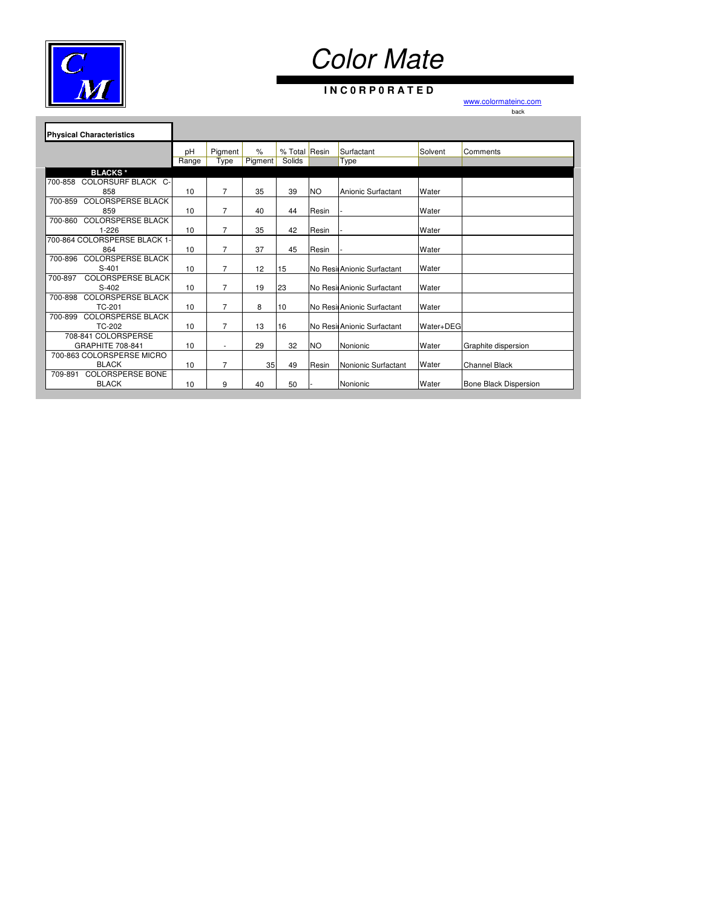# Color Mate

**I N C 0 R P 0 R A T E D**

www.colormateinc.com

back

**Physical Characteristics**

| | pH Range | Pigment Type | % Pigment | % Total Solids | Resin | Surfactant Type | Solvent | Comments |
|---|---|---|---|---|---|---|---|---|
| **BLACKS *** | | | | | | | | |
| 700-858 COLORSURF BLACK C-858 | 10 | 7 | 35 | 39 | NO | Anionic Surfactant | Water | |
| 700-859 COLORSPERSE BLACK 859 | 10 | 7 | 40 | 44 | Resin | - | Water | |
| 700-860 COLORSPERSE BLACK 1-226 | 10 | 7 | 35 | 42 | Resin | - | Water | |
| 700-864 COLORSPERSE BLACK 1-864 | 10 | 7 | 37 | 45 | Resin | - | Water | |
| 700-896 COLORSPERSE BLACK S-401 | 10 | 7 | 12 | 15 | No Resi | Anionic Surfactant | Water | |
| 700-897 COLORSPERSE BLACK S-402 | 10 | 7 | 19 | 23 | No Resi | Anionic Surfactant | Water | |
| 700-898 COLORSPERSE BLACK TC-201 | 10 | 7 | 8 | 10 | No Resi | Anionic Surfactant | Water | |
| 700-899 COLORSPERSE BLACK TC-202 | 10 | 7 | 13 | 16 | No Resi | Anionic Surfactant | Water+DEG | |
| 708-841 COLORSPERSE GRAPHITE 708-841 | 10 | - | 29 | 32 | NO | Nonionic | Water | Graphite dispersion |
| 700-863 COLORSPERSE MICRO BLACK | 10 | 7 | 35 | 49 | Resin | Nonionic Surfactant | Water | Channel Black |
| 709-891 COLORSPERSE BONE BLACK | 10 | 9 | 40 | 50 | - | Nonionic | Water | Bone Black Dispersion |